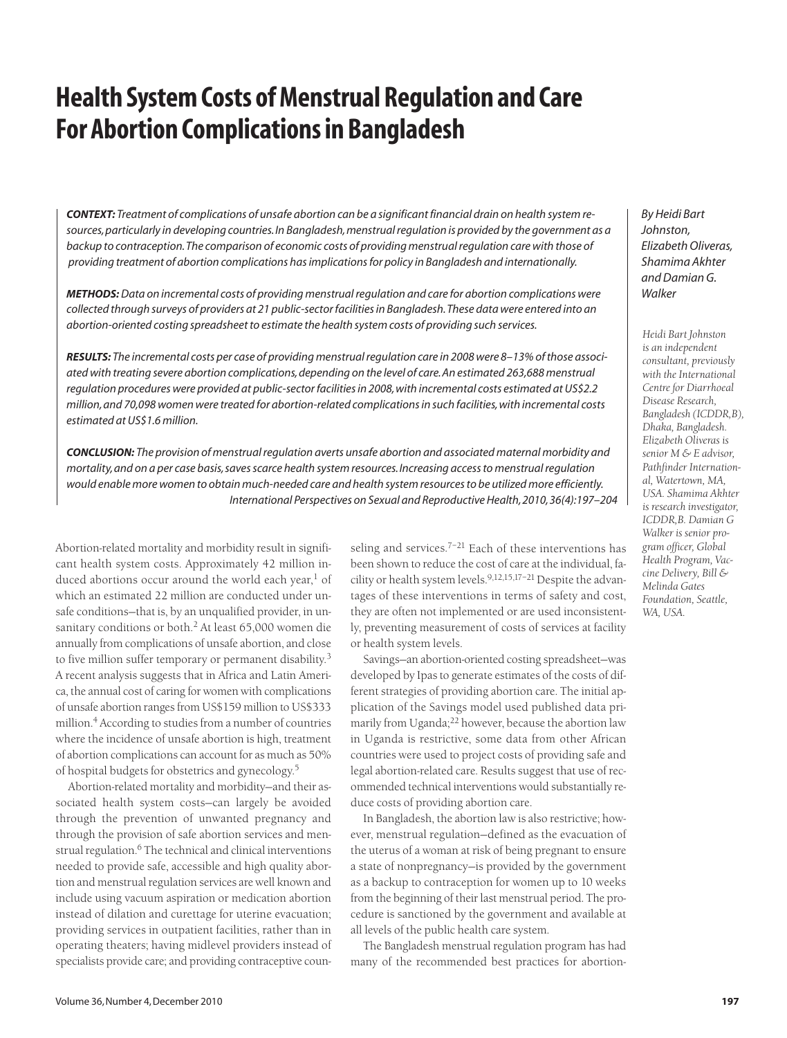# Health System Costs of Menstrual Regulation and Care For Abortion Complications in Bangladesh

*By Heidi Bart Johnston, Elizabeth Oliveras, Shamima Akhter and Damian G. Walker*

*Heidi Bart Johnston is an independent consultant, previously with the International Centre for Diarrhoeal Disease Research, Bangladesh (ICDDR,B), Dhaka, Bangladesh. Elizabeth Oliveras is senior M & E advisor, Pathfinder International, Watertown, MA, USA. Shamima Akhter is research investigator, ICDDR,B. Damian G Walker is senior program officer, Global Health Program, Vaccine Delivery, Bill & Melinda Gates Foundation, Seattle, WA, USA.*

***CONTEXT:*** *Treatment of complications of unsafe abortion can be a significant financial drain on health system resources, particularly in developing countries. In Bangladesh, menstrual regulation is provided by the government as a backup to contraception. The comparison of economic costs of providing menstrual regulation care with those of providing treatment of abortion complications has implications for policy in Bangladesh and internationally.*

***METHODS:*** *Data on incremental costs of providing menstrual regulation and care for abortion complications were collected through surveys of providers at 21 public-sector facilities in Bangladesh. These data were entered into an abortion-oriented costing spreadsheet to estimate the health system costs of providing such services.*

***RESULTS:*** *The incremental costs per case of providing menstrual regulation care in 2008 were 8–13% of those associated with treating severe abortion complications, depending on the level of care. An estimated 263,688 menstrual regulation procedures were provided at public-sector facilities in 2008, with incremental costs estimated at US$2.2 million, and 70,098 women were treated for abortion-related complications in such facilities, with incremental costs estimated at US$1.6 million.*

***CONCLUSION:*** *The provision of menstrual regulation averts unsafe abortion and associated maternal morbidity and mortality, and on a per case basis, saves scarce health system resources. Increasing access to menstrual regulation would enable more women to obtain much-needed care and health system resources to be utilized more efficiently.*

*International Perspectives on Sexual and Reproductive Health, 2010, 36(4):197–204*

Abortion-related mortality and morbidity result in significant health system costs. Approximately 42 million induced abortions occur around the world each year,[1] of which an estimated 22 million are conducted under unsafe conditions—that is, by an unqualified provider, in unsanitary conditions or both.[2] At least 65,000 women die annually from complications of unsafe abortion, and close to five million suffer temporary or permanent disability.[3] A recent analysis suggests that in Africa and Latin America, the annual cost of caring for women with complications of unsafe abortion ranges from US$159 million to US$333 million.[4] According to studies from a number of countries where the incidence of unsafe abortion is high, treatment of abortion complications can account for as much as 50% of hospital budgets for obstetrics and gynecology.[5]

Abortion-related mortality and morbidity—and their associated health system costs—can largely be avoided through the prevention of unwanted pregnancy and through the provision of safe abortion services and menstrual regulation.[6] The technical and clinical interventions needed to provide safe, accessible and high quality abortion and menstrual regulation services are well known and include using vacuum aspiration or medication abortion instead of dilation and curettage for uterine evacuation; providing services in outpatient facilities, rather than in operating theaters; having midlevel providers instead of specialists provide care; and providing contraceptive counseling and services.[7–21] Each of these interventions has been shown to reduce the cost of care at the individual, facility or health system levels.[9,12,15,17–21] Despite the advantages of these interventions in terms of safety and cost, they are often not implemented or are used inconsistently, preventing measurement of costs of services at facility or health system levels.

Savings—an abortion-oriented costing spreadsheet—was developed by Ipas to generate estimates of the costs of different strategies of providing abortion care. The initial application of the Savings model used published data primarily from Uganda;[22] however, because the abortion law in Uganda is restrictive, some data from other African countries were used to project costs of providing safe and legal abortion-related care. Results suggest that use of recommended technical interventions would substantially reduce costs of providing abortion care.

In Bangladesh, the abortion law is also restrictive; however, menstrual regulation—defined as the evacuation of the uterus of a woman at risk of being pregnant to ensure a state of nonpregnancy—is provided by the government as a backup to contraception for women up to 10 weeks from the beginning of their last menstrual period. The procedure is sanctioned by the government and available at all levels of the public health care system.

The Bangladesh menstrual regulation program has had many of the recommended best practices for abortion-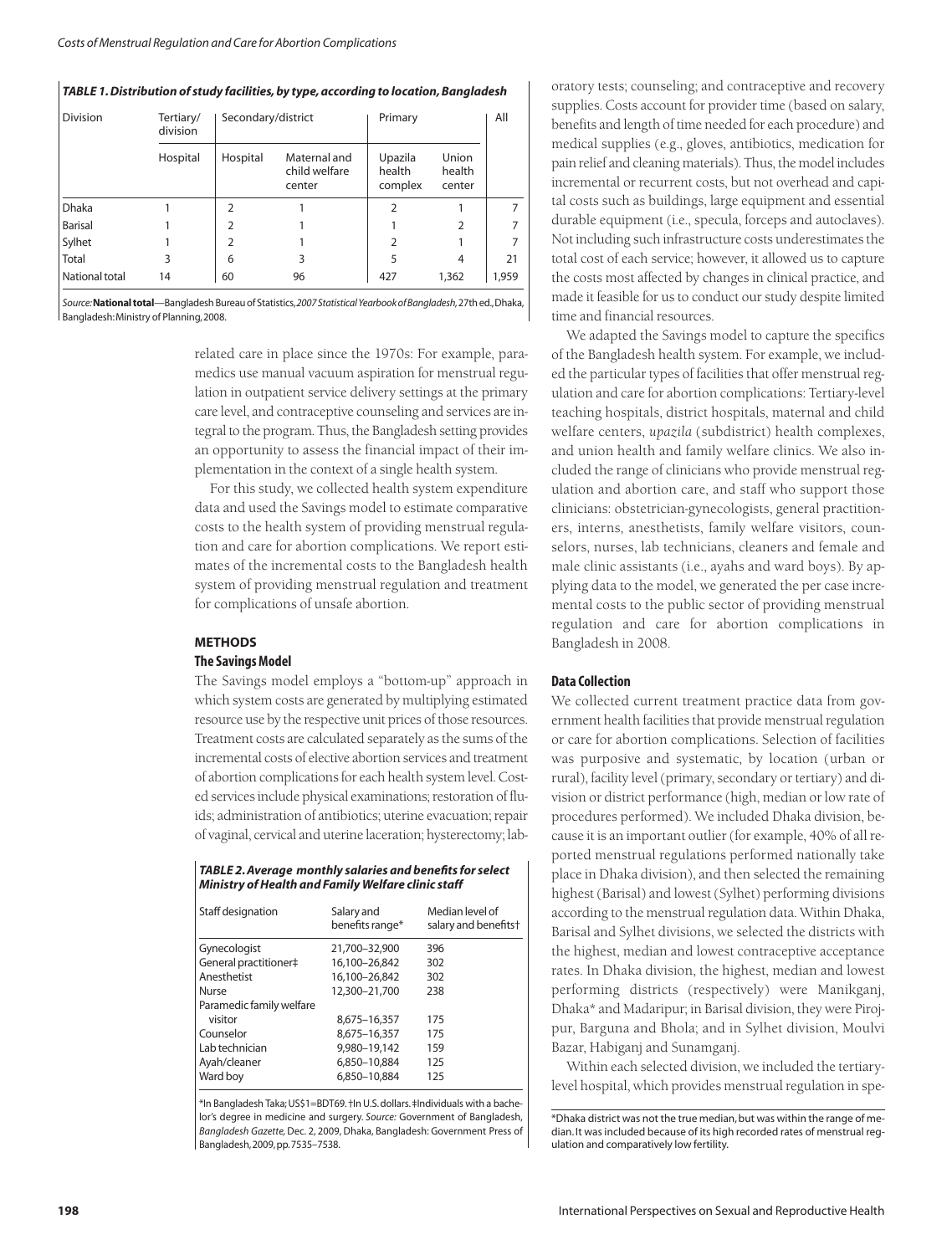*TABLE 1. Distribution of study facilities, by type, according to location, Bangladesh*

| Division | Tertiary/ division | Secondary/district | | Primary | | All |
|---|---|---|---|---|---|---|
| | Hospital | Hospital | Maternal and child welfare center | Upazila health complex | Union health center | |
| Dhaka | 1 | 2 | 1 | 2 | 1 | 7 |
| Barisal | 1 | 2 | 1 | 1 | 2 | 7 |
| Sylhet | 1 | 2 | 1 | 2 | 1 | 7 |
| Total | 3 | 6 | 3 | 5 | 4 | 21 |
| National total | 14 | 60 | 96 | 427 | 1,362 | 1,959 |

*Source:* **National total**—Bangladesh Bureau of Statistics, *2007 Statistical Yearbook of Bangladesh*, 27th ed., Dhaka, Bangladesh: Ministry of Planning, 2008.

related care in place since the 1970s: For example, paramedics use manual vacuum aspiration for menstrual regulation in outpatient service delivery settings at the primary care level, and contraceptive counseling and services are integral to the program. Thus, the Bangladesh setting provides an opportunity to assess the financial impact of their implementation in the context of a single health system.

For this study, we collected health system expenditure data and used the Savings model to estimate comparative costs to the health system of providing menstrual regulation and care for abortion complications. We report estimates of the incremental costs to the Bangladesh health system of providing menstrual regulation and treatment for complications of unsafe abortion.

## METHODS

### The Savings Model

The Savings model employs a "bottom-up" approach in which system costs are generated by multiplying estimated resource use by the respective unit prices of those resources. Treatment costs are calculated separately as the sums of the incremental costs of elective abortion services and treatment of abortion complications for each health system level. Costed services include physical examinations; restoration of fluids; administration of antibiotics; uterine evacuation; repair of vaginal, cervical and uterine laceration; hysterectomy; laboratory tests; counseling; and contraceptive and recovery supplies. Costs account for provider time (based on salary, benefits and length of time needed for each procedure) and medical supplies (e.g., gloves, antibiotics, medication for pain relief and cleaning materials). Thus, the model includes incremental or recurrent costs, but not overhead and capital costs such as buildings, large equipment and essential durable equipment (i.e., specula, forceps and autoclaves). Not including such infrastructure costs underestimates the total cost of each service; however, it allowed us to capture the costs most affected by changes in clinical practice, and made it feasible for us to conduct our study despite limited time and financial resources.

We adapted the Savings model to capture the specifics of the Bangladesh health system. For example, we included the particular types of facilities that offer menstrual regulation and care for abortion complications: Tertiary-level teaching hospitals, district hospitals, maternal and child welfare centers, *upazila* (subdistrict) health complexes, and union health and family welfare clinics. We also included the range of clinicians who provide menstrual regulation and abortion care, and staff who support those clinicians: obstetrician-gynecologists, general practitioners, interns, anesthetists, family welfare visitors, counselors, nurses, lab technicians, cleaners and female and male clinic assistants (i.e., ayahs and ward boys). By applying data to the model, we generated the per case incremental costs to the public sector of providing menstrual regulation and care for abortion complications in Bangladesh in 2008.

*TABLE 2. Average monthly salaries and benefits for select Ministry of Health and Family Welfare clinic staff*

| Staff designation | Salary and benefits range* | Median level of salary and benefits† |
|---|---|---|
| Gynecologist | 21,700–32,900 | 396 |
| General practitioner‡ | 16,100–26,842 | 302 |
| Anesthetist | 16,100–26,842 | 302 |
| Nurse | 12,300–21,700 | 238 |
| Paramedic family welfare visitor | 8,675–16,357 | 175 |
| Counselor | 8,675–16,357 | 175 |
| Lab technician | 9,980–19,142 | 159 |
| Ayah/cleaner | 6,850–10,884 | 125 |
| Ward boy | 6,850–10,884 | 125 |

*In Bangladesh Taka; US$1=BDT69. †In U.S. dollars. ‡Individuals with a bachelor's degree in medicine and surgery. *Source:* Government of Bangladesh, *Bangladesh Gazette*, Dec. 2, 2009, Dhaka, Bangladesh: Government Press of Bangladesh, 2009, pp. 7535–7538.

### Data Collection

We collected current treatment practice data from government health facilities that provide menstrual regulation or care for abortion complications. Selection of facilities was purposive and systematic, by location (urban or rural), facility level (primary, secondary or tertiary) and division or district performance (high, median or low rate of procedures performed). We included Dhaka division, because it is an important outlier (for example, 40% of all reported menstrual regulations performed nationally take place in Dhaka division), and then selected the remaining highest (Barisal) and lowest (Sylhet) performing divisions according to the menstrual regulation data. Within Dhaka, Barisal and Sylhet divisions, we selected the districts with the highest, median and lowest contraceptive acceptance rates. In Dhaka division, the highest, median and lowest performing districts (respectively) were Manikganj, Dhaka* and Madaripur; in Barisal division, they were Pirojpur, Barguna and Bhola; and in Sylhet division, Moulvi Bazar, Habiganj and Sunamganj.

Within each selected division, we included the tertiary-level hospital, which provides menstrual regulation in spe-

*Dhaka district was not the true median, but was within the range of median. It was included because of its high recorded rates of menstrual regulation and comparatively low fertility.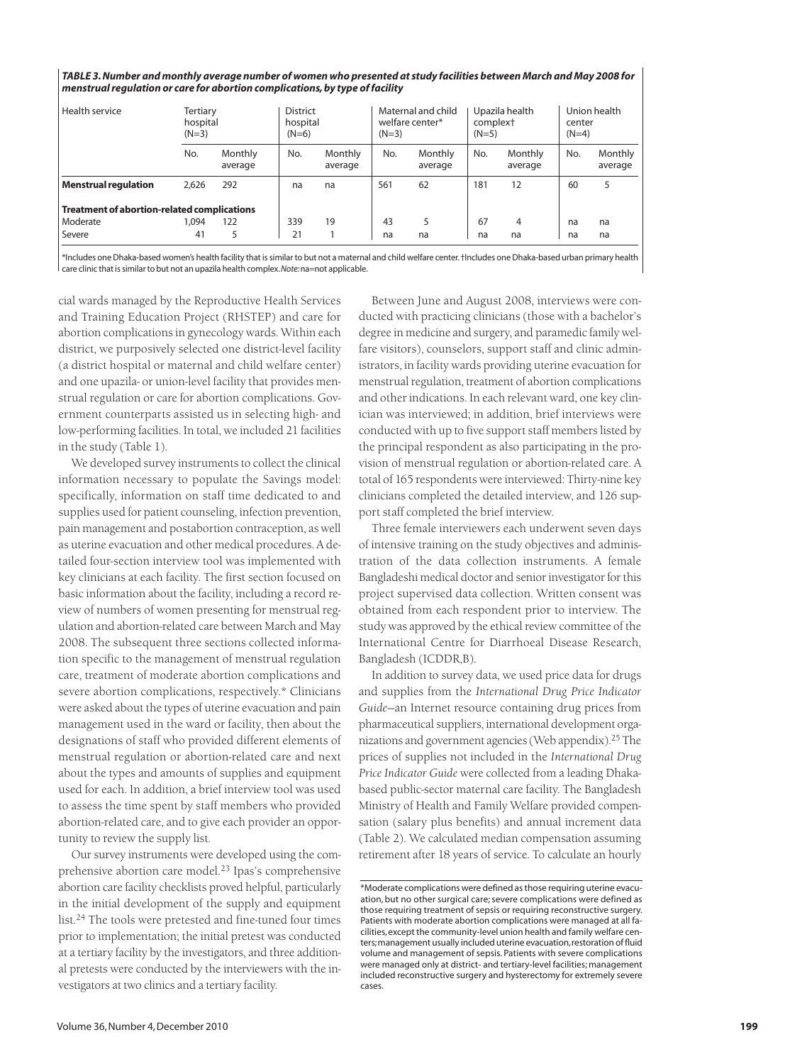***TABLE 3. Number and monthly average number of women who presented at study facilities between March and May 2008 for menstrual regulation or care for abortion complications, by type of facility***

| Health service | Tertiary hospital (N=3) | | District hospital (N=6) | | Maternal and child welfare center* (N=3) | | Upazila health complex† (N=5) | | Union health center (N=4) | |
|---|---|---|---|---|---|---|---|---|---|---|
| | No. | Monthly average | No. | Monthly average | No. | Monthly average | No. | Monthly average | No. | Monthly average |
| **Menstrual regulation** | 2,626 | 292 | na | na | 561 | 62 | 181 | 12 | 60 | 5 |
| **Treatment of abortion-related complications** | | | | | | | | | | |
| Moderate | 1,094 | 122 | 339 | 19 | 43 | 5 | 67 | 4 | na | na |
| Severe | 41 | 5 | 21 | 1 | na | na | na | na | na | na |

*Includes one Dhaka-based women's health facility that is similar to but not a maternal and child welfare center. †Includes one Dhaka-based urban primary health care clinic that is similar to but not an upazila health complex. *Note:* na=not applicable.

cial wards managed by the Reproductive Health Services and Training Education Project (RHSTEP) and care for abortion complications in gynecology wards. Within each district, we purposively selected one district-level facility (a district hospital or maternal and child welfare center) and one upazila- or union-level facility that provides menstrual regulation or care for abortion complications. Government counterparts assisted us in selecting high- and low-performing facilities. In total, we included 21 facilities in the study (Table 1).

We developed survey instruments to collect the clinical information necessary to populate the Savings model: specifically, information on staff time dedicated to and supplies used for patient counseling, infection prevention, pain management and postabortion contraception, as well as uterine evacuation and other medical procedures. A detailed four-section interview tool was implemented with key clinicians at each facility. The first section focused on basic information about the facility, including a record review of numbers of women presenting for menstrual regulation and abortion-related care between March and May 2008. The subsequent three sections collected information specific to the management of menstrual regulation care, treatment of moderate abortion complications and severe abortion complications, respectively.* Clinicians were asked about the types of uterine evacuation and pain management used in the ward or facility, then about the designations of staff who provided different elements of menstrual regulation or abortion-related care and next about the types and amounts of supplies and equipment used for each. In addition, a brief interview tool was used to assess the time spent by staff members who provided abortion-related care, and to give each provider an opportunity to review the supply list.

Our survey instruments were developed using the comprehensive abortion care model.[23] Ipas's comprehensive abortion care facility checklists proved helpful, particularly in the initial development of the supply and equipment list.[24] The tools were pretested and fine-tuned four times prior to implementation; the initial pretest was conducted at a tertiary facility by the investigators, and three additional pretests were conducted by the interviewers with the investigators at two clinics and a tertiary facility.

Between June and August 2008, interviews were conducted with practicing clinicians (those with a bachelor's degree in medicine and surgery, and paramedic family welfare visitors), counselors, support staff and clinic administrators, in facility wards providing uterine evacuation for menstrual regulation, treatment of abortion complications and other indications. In each relevant ward, one key clinician was interviewed; in addition, brief interviews were conducted with up to five support staff members listed by the principal respondent as also participating in the provision of menstrual regulation or abortion-related care. A total of 165 respondents were interviewed: Thirty-nine key clinicians completed the detailed interview, and 126 support staff completed the brief interview.

Three female interviewers each underwent seven days of intensive training on the study objectives and administration of the data collection instruments. A female Bangladeshi medical doctor and senior investigator for this project supervised data collection. Written consent was obtained from each respondent prior to interview. The study was approved by the ethical review committee of the International Centre for Diarrhoeal Disease Research, Bangladesh (ICDDR,B).

In addition to survey data, we used price data for drugs and supplies from the *International Drug Price Indicator Guide*—an Internet resource containing drug prices from pharmaceutical suppliers, international development organizations and government agencies (Web appendix).[25] The prices of supplies not included in the *International Drug Price Indicator Guide* were collected from a leading Dhaka-based public-sector maternal care facility. The Bangladesh Ministry of Health and Family Welfare provided compensation (salary plus benefits) and annual increment data (Table 2). We calculated median compensation assuming retirement after 18 years of service. To calculate an hourly

*Moderate complications were defined as those requiring uterine evacuation, but no other surgical care; severe complications were defined as those requiring treatment of sepsis or requiring reconstructive surgery. Patients with moderate abortion complications were managed at all facilities, except the community-level union health and family welfare centers; management usually included uterine evacuation, restoration of fluid volume and management of sepsis. Patients with severe complications were managed only at district- and tertiary-level facilities; management included reconstructive surgery and hysterectomy for extremely severe cases.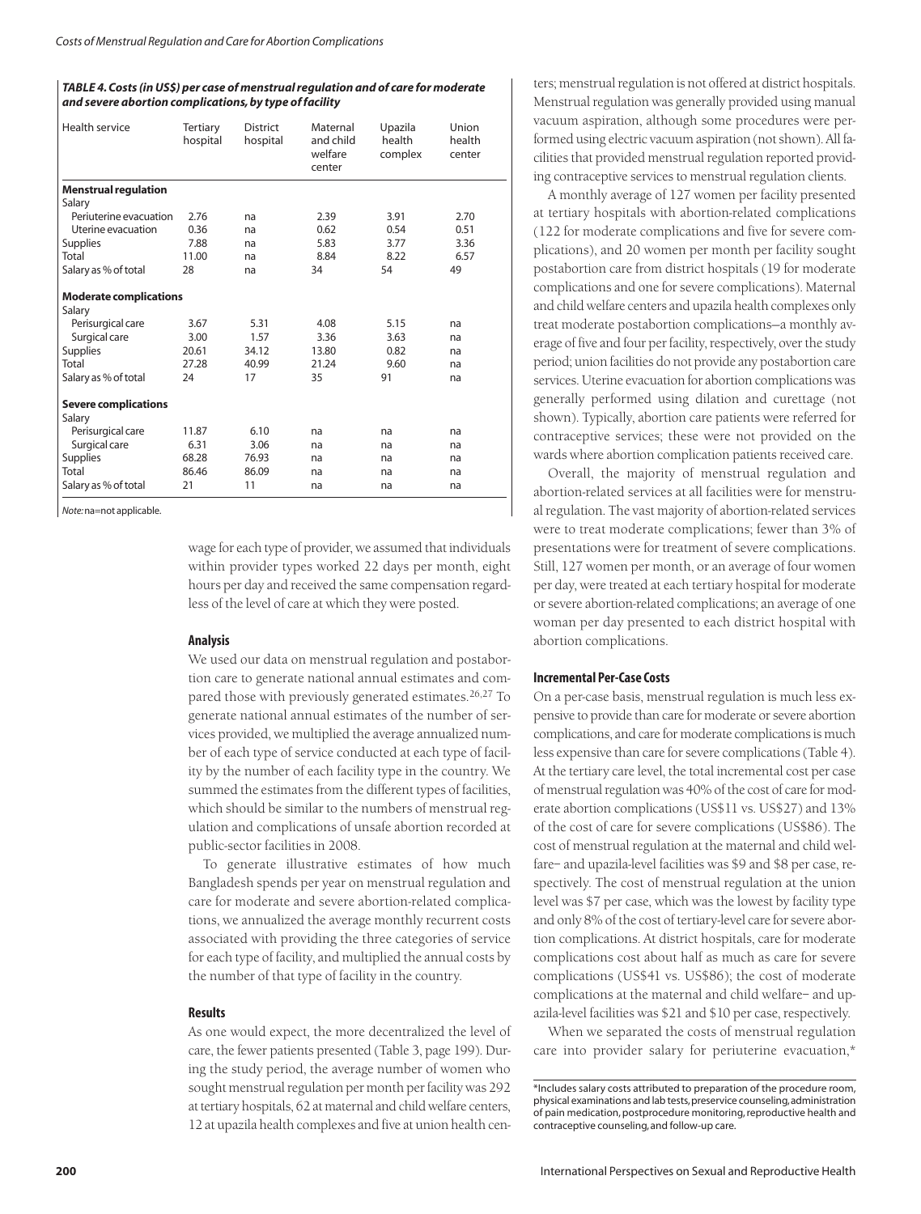***TABLE 4. Costs (in US$) per case of menstrual regulation and of care for moderate and severe abortion complications, by type of facility***

| Health service | Tertiary hospital | District hospital | Maternal and child welfare center | Upazila health complex | Union health center |
|---|---|---|---|---|---|
| **Menstrual regulation** | | | | | |
| Salary | | | | | |
| Periuterine evacuation | 2.76 | na | 2.39 | 3.91 | 2.70 |
| Uterine evacuation | 0.36 | na | 0.62 | 0.54 | 0.51 |
| Supplies | 7.88 | na | 5.83 | 3.77 | 3.36 |
| Total | 11.00 | na | 8.84 | 8.22 | 6.57 |
| Salary as % of total | 28 | na | 34 | 54 | 49 |
| **Moderate complications** | | | | | |
| Salary | | | | | |
| Perisurgical care | 3.67 | 5.31 | 4.08 | 5.15 | na |
| Surgical care | 3.00 | 1.57 | 3.36 | 3.63 | na |
| Supplies | 20.61 | 34.12 | 13.80 | 0.82 | na |
| Total | 27.28 | 40.99 | 21.24 | 9.60 | na |
| Salary as % of total | 24 | 17 | 35 | 91 | na |
| **Severe complications** | | | | | |
| Salary | | | | | |
| Perisurgical care | 11.87 | 6.10 | na | na | na |
| Surgical care | 6.31 | 3.06 | na | na | na |
| Supplies | 68.28 | 76.93 | na | na | na |
| Total | 86.46 | 86.09 | na | na | na |
| Salary as % of total | 21 | 11 | na | na | na |

*Note:* na=not applicable.

wage for each type of provider, we assumed that individuals within provider types worked 22 days per month, eight hours per day and received the same compensation regardless of the level of care at which they were posted.

### Analysis

We used our data on menstrual regulation and postabortion care to generate national annual estimates and compared those with previously generated estimates.[26,27] To generate national annual estimates of the number of services provided, we multiplied the average annualized number of each type of service conducted at each type of facility by the number of each facility type in the country. We summed the estimates from the different types of facilities, which should be similar to the numbers of menstrual regulation and complications of unsafe abortion recorded at public-sector facilities in 2008.

To generate illustrative estimates of how much Bangladesh spends per year on menstrual regulation and care for moderate and severe abortion-related complications, we annualized the average monthly recurrent costs associated with providing the three categories of service for each type of facility, and multiplied the annual costs by the number of that type of facility in the country.

## Results

As one would expect, the more decentralized the level of care, the fewer patients presented (Table 3, page 199). During the study period, the average number of women who sought menstrual regulation per month per facility was 292 at tertiary hospitals, 62 at maternal and child welfare centers, 12 at upazila health complexes and five at union health centers; menstrual regulation is not offered at district hospitals. Menstrual regulation was generally provided using manual vacuum aspiration, although some procedures were performed using electric vacuum aspiration (not shown). All facilities that provided menstrual regulation reported providing contraceptive services to menstrual regulation clients.

A monthly average of 127 women per facility presented at tertiary hospitals with abortion-related complications (122 for moderate complications and five for severe complications), and 20 women per month per facility sought postabortion care from district hospitals (19 for moderate complications and one for severe complications). Maternal and child welfare centers and upazila health complexes only treat moderate postabortion complications—a monthly average of five and four per facility, respectively, over the study period; union facilities do not provide any postabortion care services. Uterine evacuation for abortion complications was generally performed using dilation and curettage (not shown). Typically, abortion care patients were referred for contraceptive services; these were not provided on the wards where abortion complication patients received care.

Overall, the majority of menstrual regulation and abortion-related services at all facilities were for menstrual regulation. The vast majority of abortion-related services were to treat moderate complications; fewer than 3% of presentations were for treatment of severe complications. Still, 127 women per month, or an average of four women per day, were treated at each tertiary hospital for moderate or severe abortion-related complications; an average of one woman per day presented to each district hospital with abortion complications.

### Incremental Per-Case Costs

On a per-case basis, menstrual regulation is much less expensive to provide than care for moderate or severe abortion complications, and care for moderate complications is much less expensive than care for severe complications (Table 4). At the tertiary care level, the total incremental cost per case of menstrual regulation was 40% of the cost of care for moderate abortion complications (US$11 vs. US$27) and 13% of the cost of care for severe complications (US$86). The cost of menstrual regulation at the maternal and child welfare– and upazila-level facilities was $9 and $8 per case, respectively. The cost of menstrual regulation at the union level was $7 per case, which was the lowest by facility type and only 8% of the cost of tertiary-level care for severe abortion complications. At district hospitals, care for moderate complications cost about half as much as care for severe complications (US$41 vs. US$86); the cost of moderate complications at the maternal and child welfare– and upazila-level facilities was $21 and $10 per case, respectively.

When we separated the costs of menstrual regulation care into provider salary for periuterine evacuation,*

*Includes salary costs attributed to preparation of the procedure room, physical examinations and lab tests, preservice counseling, administration of pain medication, postprocedure monitoring, reproductive health and contraceptive counseling, and follow-up care.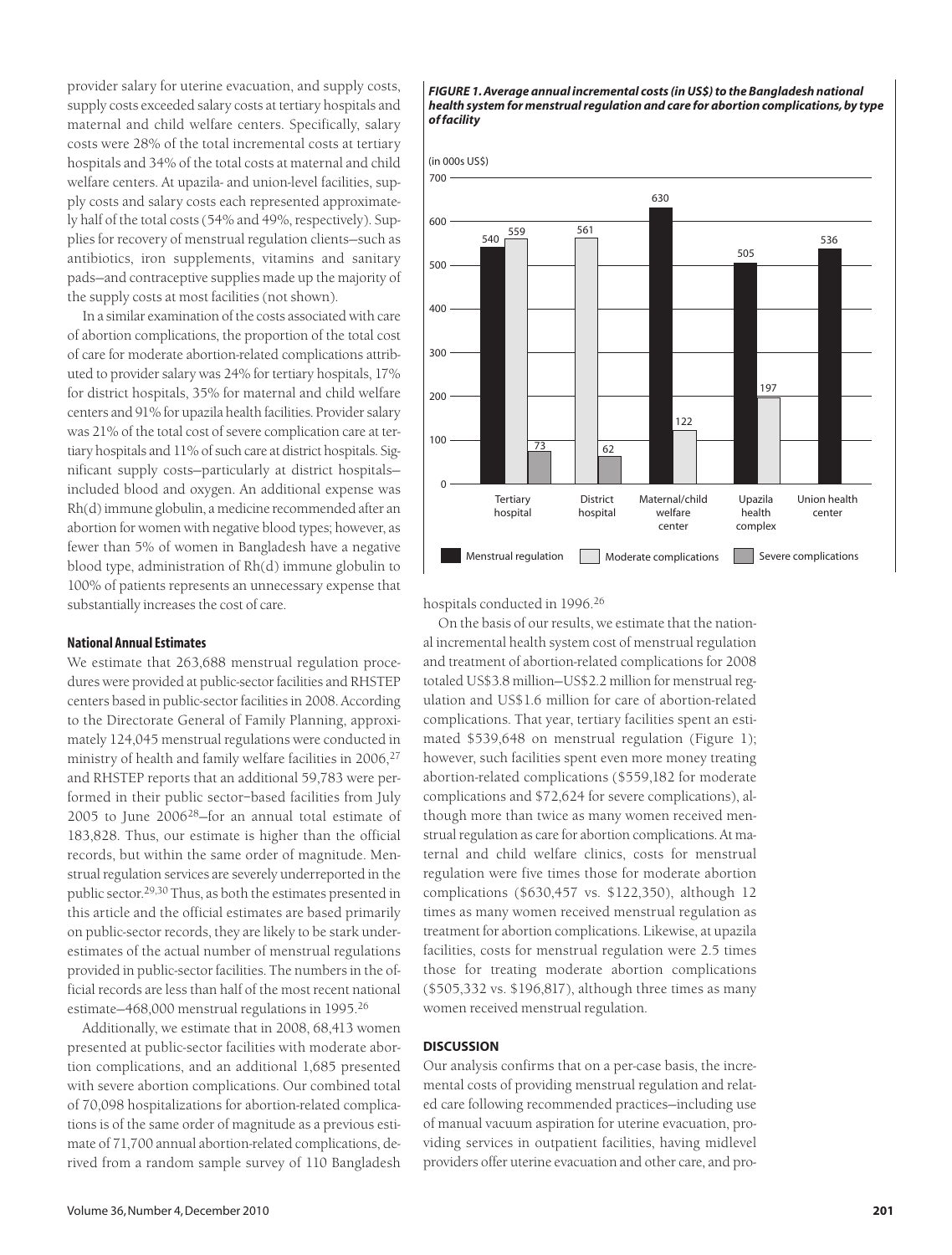provider salary for uterine evacuation, and supply costs, supply costs exceeded salary costs at tertiary hospitals and maternal and child welfare centers. Specifically, salary costs were 28% of the total incremental costs at tertiary hospitals and 34% of the total costs at maternal and child welfare centers. At upazila- and union-level facilities, supply costs and salary costs each represented approximately half of the total costs (54% and 49%, respectively). Supplies for recovery of menstrual regulation clients—such as antibiotics, iron supplements, vitamins and sanitary pads—and contraceptive supplies made up the majority of the supply costs at most facilities (not shown).

In a similar examination of the costs associated with care of abortion complications, the proportion of the total cost of care for moderate abortion-related complications attributed to provider salary was 24% for tertiary hospitals, 17% for district hospitals, 35% for maternal and child welfare centers and 91% for upazila health facilities. Provider salary was 21% of the total cost of severe complication care at tertiary hospitals and 11% of such care at district hospitals. Significant supply costs—particularly at district hospitals—included blood and oxygen. An additional expense was Rh(d) immune globulin, a medicine recommended after an abortion for women with negative blood types; however, as fewer than 5% of women in Bangladesh have a negative blood type, administration of Rh(d) immune globulin to 100% of patients represents an unnecessary expense that substantially increases the cost of care.

**FIGURE 1. Average annual incremental costs (in US$) to the Bangladesh national health system for menstrual regulation and care for abortion complications, by type of facility**

(in 000s US$)

| Type of facility | Menstrual regulation | Moderate complications | Severe complications |
|---|---|---|---|
| Tertiary hospital | 540 | 559 | 73 |
| District hospital | | 561 | 62 |
| Maternal/child welfare center | 630 | 122 | |
| Upazila health complex | 505 | 197 | |
| Union health center | 536 | | |

### National Annual Estimates

We estimate that 263,688 menstrual regulation procedures were provided at public-sector facilities and RHSTEP centers based in public-sector facilities in 2008. According to the Directorate General of Family Planning, approximately 124,045 menstrual regulations were conducted in ministry of health and family welfare facilities in 2006,[27] and RHSTEP reports that an additional 59,783 were performed in their public sector–based facilities from July 2005 to June 2006[28]—for an annual total estimate of 183,828. Thus, our estimate is higher than the official records, but within the same order of magnitude. Menstrual regulation services are severely underreported in the public sector.[29,30] Thus, as both the estimates presented in this article and the official estimates are based primarily on public-sector records, they are likely to be stark underestimates of the actual number of menstrual regulations provided in public-sector facilities. The numbers in the official records are less than half of the most recent national estimate—468,000 menstrual regulations in 1995.[26]

Additionally, we estimate that in 2008, 68,413 women presented at public-sector facilities with moderate abortion complications, and an additional 1,685 presented with severe abortion complications. Our combined total of 70,098 hospitalizations for abortion-related complications is of the same order of magnitude as a previous estimate of 71,700 annual abortion-related complications, derived from a random sample survey of 110 Bangladesh hospitals conducted in 1996.[26]

On the basis of our results, we estimate that the national incremental health system cost of menstrual regulation and treatment of abortion-related complications for 2008 totaled US$3.8 million—US$2.2 million for menstrual regulation and US$1.6 million for care of abortion-related complications. That year, tertiary facilities spent an estimated $539,648 on menstrual regulation (Figure 1); however, such facilities spent even more money treating abortion-related complications ($559,182 for moderate complications and $72,624 for severe complications), although more than twice as many women received menstrual regulation as care for abortion complications. At maternal and child welfare clinics, costs for menstrual regulation were five times those for moderate abortion complications ($630,457 vs. $122,350), although 12 times as many women received menstrual regulation as treatment for abortion complications. Likewise, at upazila facilities, costs for menstrual regulation were 2.5 times those for treating moderate abortion complications ($505,332 vs. $196,817), although three times as many women received menstrual regulation.

## DISCUSSION

Our analysis confirms that on a per-case basis, the incremental costs of providing menstrual regulation and related care following recommended practices—including use of manual vacuum aspiration for uterine evacuation, providing services in outpatient facilities, having midlevel providers offer uterine evacuation and other care, and pro-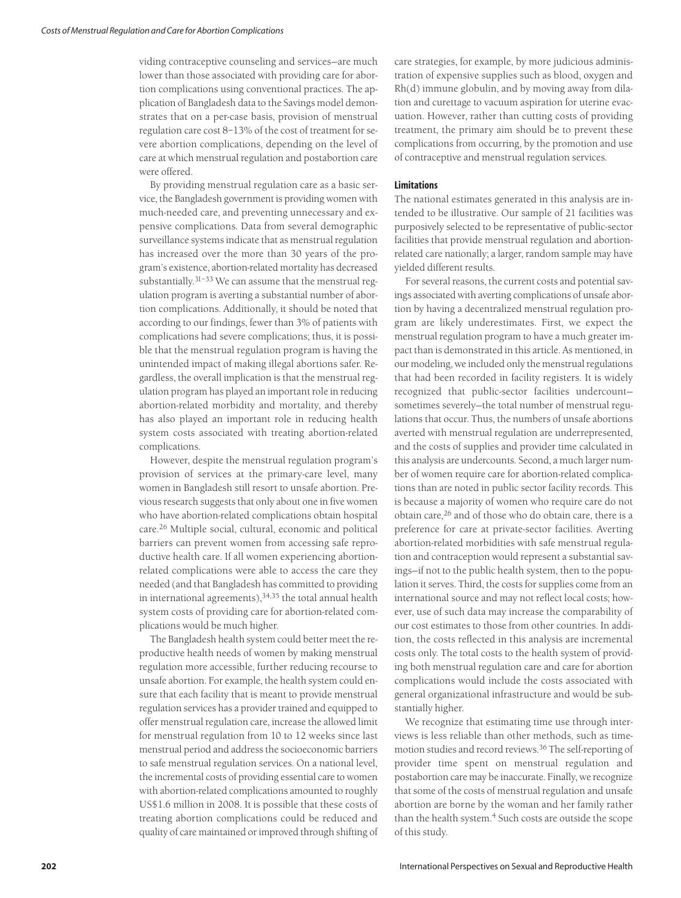viding contraceptive counseling and services—are much lower than those associated with providing care for abortion complications using conventional practices. The application of Bangladesh data to the Savings model demonstrates that on a per-case basis, provision of menstrual regulation care cost 8–13% of the cost of treatment for severe abortion complications, depending on the level of care at which menstrual regulation and postabortion care were offered.

By providing menstrual regulation care as a basic service, the Bangladesh government is providing women with much-needed care, and preventing unnecessary and expensive complications. Data from several demographic surveillance systems indicate that as menstrual regulation has increased over the more than 30 years of the program's existence, abortion-related mortality has decreased substantially.[31–33] We can assume that the menstrual regulation program is averting a substantial number of abortion complications. Additionally, it should be noted that according to our findings, fewer than 3% of patients with complications had severe complications; thus, it is possible that the menstrual regulation program is having the unintended impact of making illegal abortions safer. Regardless, the overall implication is that the menstrual regulation program has played an important role in reducing abortion-related morbidity and mortality, and thereby has also played an important role in reducing health system costs associated with treating abortion-related complications.

However, despite the menstrual regulation program's provision of services at the primary-care level, many women in Bangladesh still resort to unsafe abortion. Previous research suggests that only about one in five women who have abortion-related complications obtain hospital care.[26] Multiple social, cultural, economic and political barriers can prevent women from accessing safe reproductive health care. If all women experiencing abortion-related complications were able to access the care they needed (and that Bangladesh has committed to providing in international agreements),[34,35] the total annual health system costs of providing care for abortion-related complications would be much higher.

The Bangladesh health system could better meet the reproductive health needs of women by making menstrual regulation more accessible, further reducing recourse to unsafe abortion. For example, the health system could ensure that each facility that is meant to provide menstrual regulation services has a provider trained and equipped to offer menstrual regulation care, increase the allowed limit for menstrual regulation from 10 to 12 weeks since last menstrual period and address the socioeconomic barriers to safe menstrual regulation services. On a national level, the incremental costs of providing essential care to women with abortion-related complications amounted to roughly US$1.6 million in 2008. It is possible that these costs of treating abortion complications could be reduced and quality of care maintained or improved through shifting of care strategies, for example, by more judicious administration of expensive supplies such as blood, oxygen and Rh(d) immune globulin, and by moving away from dilation and curettage to vacuum aspiration for uterine evacuation. However, rather than cutting costs of providing treatment, the primary aim should be to prevent these complications from occurring, by the promotion and use of contraceptive and menstrual regulation services.

### Limitations

The national estimates generated in this analysis are intended to be illustrative. Our sample of 21 facilities was purposively selected to be representative of public-sector facilities that provide menstrual regulation and abortion-related care nationally; a larger, random sample may have yielded different results.

For several reasons, the current costs and potential savings associated with averting complications of unsafe abortion by having a decentralized menstrual regulation program are likely underestimates. First, we expect the menstrual regulation program to have a much greater impact than is demonstrated in this article. As mentioned, in our modeling, we included only the menstrual regulations that had been recorded in facility registers. It is widely recognized that public-sector facilities undercount—sometimes severely—the total number of menstrual regulations that occur. Thus, the numbers of unsafe abortions averted with menstrual regulation are underrepresented, and the costs of supplies and provider time calculated in this analysis are undercounts. Second, a much larger number of women require care for abortion-related complications than are noted in public sector facility records. This is because a majority of women who require care do not obtain care,[26] and of those who do obtain care, there is a preference for care at private-sector facilities. Averting abortion-related morbidities with safe menstrual regulation and contraception would represent a substantial savings—if not to the public health system, then to the population it serves. Third, the costs for supplies come from an international source and may not reflect local costs; however, use of such data may increase the comparability of our cost estimates to those from other countries. In addition, the costs reflected in this analysis are incremental costs only. The total costs to the health system of providing both menstrual regulation care and care for abortion complications would include the costs associated with general organizational infrastructure and would be substantially higher.

We recognize that estimating time use through interviews is less reliable than other methods, such as time-motion studies and record reviews.[36] The self-reporting of provider time spent on menstrual regulation and postabortion care may be inaccurate. Finally, we recognize that some of the costs of menstrual regulation and unsafe abortion are borne by the woman and her family rather than the health system.[4] Such costs are outside the scope of this study.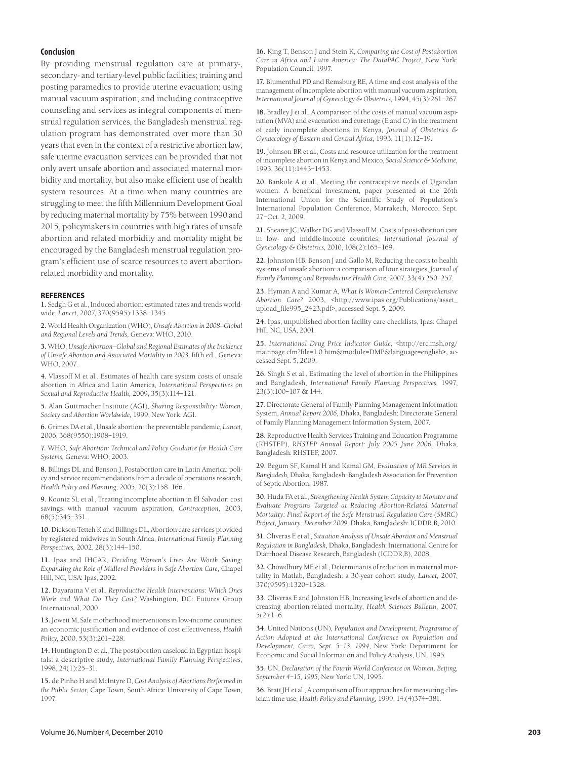### Conclusion

By providing menstrual regulation care at primary-, secondary- and tertiary-level public facilities; training and posting paramedics to provide uterine evacuation; using manual vacuum aspiration; and including contraceptive counseling and services as integral components of menstrual regulation services, the Bangladesh menstrual regulation program has demonstrated over more than 30 years that even in the context of a restrictive abortion law, safe uterine evacuation services can be provided that not only avert unsafe abortion and associated maternal morbidity and mortality, but also make efficient use of health system resources. At a time when many countries are struggling to meet the fifth Millennium Development Goal by reducing maternal mortality by 75% between 1990 and 2015, policymakers in countries with high rates of unsafe abortion and related morbidity and mortality might be encouraged by the Bangladesh menstrual regulation program's efficient use of scarce resources to avert abortion-related morbidity and mortality.

### REFERENCES

**1.** Sedgh G et al., Induced abortion: estimated rates and trends worldwide, *Lancet,* 2007, 370(9595):1338–1345.

**2.** World Health Organization (WHO), *Unsafe Abortion in 2008—Global and Regional Levels and Trends,* Geneva: WHO, 2010.

**3.** WHO, *Unsafe Abortion—Global and Regional Estimates of the Incidence of Unsafe Abortion and Associated Mortality in 2003,* fifth ed., Geneva: WHO, 2007.

**4.** Vlassoff M et al., Estimates of health care system costs of unsafe abortion in Africa and Latin America, *International Perspectives on Sexual and Reproductive Health,* 2009, 35(3):114–121.

**5.** Alan Guttmacher Institute (AGI), *Sharing Responsibility: Women, Society and Abortion Worldwide,* 1999, New York: AGI.

**6.** Grimes DA et al., Unsafe abortion: the preventable pandemic, *Lancet,* 2006, 368(9550):1908–1919.

**7.** WHO, *Safe Abortion: Technical and Policy Guidance for Health Care Systems,* Geneva: WHO, 2003.

**8.** Billings DL and Benson J, Postabortion care in Latin America: policy and service recommendations from a decade of operations research, *Health Policy and Planning,* 2005, 20(3):158–166.

**9.** Koontz SL et al., Treating incomplete abortion in El Salvador: cost savings with manual vacuum aspiration, *Contraception,* 2003, 68(5):345–351.

**10.** Dickson-Tetteh K and Billings DL, Abortion care services provided by registered midwives in South Africa, *International Family Planning Perspectives,* 2002, 28(3):144–150.

**11.** Ipas and IHCAR, *Deciding Women's Lives Are Worth Saving: Expanding the Role of Midlevel Providers in Safe Abortion Care,* Chapel Hill, NC, USA: Ipas, 2002.

**12.** Dayaratna V et al., *Reproductive Health Interventions: Which Ones Work and What Do They Cost?* Washington, DC: Futures Group International, 2000.

**13.** Jowett M, Safe motherhood interventions in low-income countries: an economic justification and evidence of cost effectiveness, *Health Policy,* 2000, 53(3):201–228.

**14.** Huntington D et al., The postabortion caseload in Egyptian hospitals: a descriptive study, *International Family Planning Perspectives,* 1998, 24(1):25–31.

**15.** de Pinho H and McIntyre D, *Cost Analysis of Abortions Performed in the Public Sector,* Cape Town, South Africa: University of Cape Town, 1997.

**16.** King T, Benson J and Stein K, *Comparing the Cost of Postabortion Care in Africa and Latin America: The DataPAC Project,* New York: Population Council, 1997.

**17.** Blumenthal PD and Remsburg RE, A time and cost analysis of the management of incomplete abortion with manual vacuum aspiration, *International Journal of Gynecology & Obstetrics,* 1994, 45(3):261–267.

**18.** Bradley J et al., A comparison of the costs of manual vacuum aspiration (MVA) and evacuation and curettage (E and C) in the treatment of early incomplete abortions in Kenya, *Journal of Obstetrics & Gynaecology of Eastern and Central Africa,* 1993, 11(1):12–19.

**19.** Johnson BR et al., Costs and resource utilization for the treatment of incomplete abortion in Kenya and Mexico, *Social Science & Medicine,* 1993, 36(11):1443–1453.

**20.** Bankole A et al., Meeting the contraceptive needs of Ugandan women: A beneficial investment, paper presented at the 26th International Union for the Scientific Study of Population's International Population Conference, Marrakech, Morocco, Sept. 27–Oct. 2, 2009.

**21.** Shearer JC, Walker DG and Vlassoff M, Costs of post-abortion care in low- and middle-income countries, *International Journal of Gynecology & Obstetrics,* 2010, 108(2):165–169.

**22.** Johnston HB, Benson J and Gallo M, Reducing the costs to health systems of unsafe abortion: a comparison of four strategies, *Journal of Family Planning and Reproductive Health Care,* 2007, 33(4):250–257.

**23.** Hyman A and Kumar A, *What Is Women-Centered Comprehensive Abortion Care?* 2003, <http://www.ipas.org/Publications/asset_upload_file995_2423.pdf>, accessed Sept. 5, 2009.

**24.** Ipas, unpublished abortion facility care checklists, Ipas: Chapel Hill, NC, USA, 2001.

**25.** *International Drug Price Indicator Guide,* <http://erc.msh.org/mainpage.cfm?file=1.0.htm&module=DMP&language=english>, accessed Sept. 5, 2009.

**26.** Singh S et al., Estimating the level of abortion in the Philippines and Bangladesh, *International Family Planning Perspectives,* 1997, 23(3):100–107 & 144.

**27.** Directorate General of Family Planning Management Information System, *Annual Report 2006,* Dhaka, Bangladesh: Directorate General of Family Planning Management Information System, 2007.

**28.** Reproductive Health Services Training and Education Programme (RHSTEP), *RHSTEP Annual Report: July 2005–June 2006,* Dhaka, Bangladesh: RHSTEP, 2007.

**29.** Begum SF, Kamal H and Kamal GM, *Evaluation of MR Services in Bangladesh,* Dhaka, Bangladesh: Bangladesh Association for Prevention of Septic Abortion, 1987.

**30.** Huda FA et al., *Strengthening Health System Capacity to Monitor and Evaluate Programs Targeted at Reducing Abortion-Related Maternal Mortality: Final Report of the Safe Menstrual Regulation Care (SMRC) Project, January–December 2009,* Dhaka, Bangladesh: ICDDR,B, 2010.

**31.** Oliveras E et al., *Situation Analysis of Unsafe Abortion and Menstrual Regulation in Bangladesh,* Dhaka, Bangladesh: International Centre for Diarrhoeal Disease Research, Bangladesh (ICDDR,B), 2008.

**32.** Chowdhury ME et al., Determinants of reduction in maternal mortality in Matlab, Bangladesh: a 30-year cohort study, *Lancet,* 2007, 370(9595):1320–1328.

**33.** Oliveras E and Johnston HB, Increasing levels of abortion and decreasing abortion-related mortality, *Health Sciences Bulletin,* 2007, 5(2):1–6.

**34.** United Nations (UN), *Population and Development, Programme of Action Adopted at the International Conference on Population and Development, Cairo, Sept. 5–13, 1994,* New York: Department for Economic and Social Information and Policy Analysis, UN, 1995.

**35.** UN, *Declaration of the Fourth World Conference on Women, Beijing, September 4–15, 1995,* New York: UN, 1995.

**36.** Bratt JH et al., A comparison of four approaches for measuring clinician time use, *Health Policy and Planning,* 1999, 14:(4)374–381.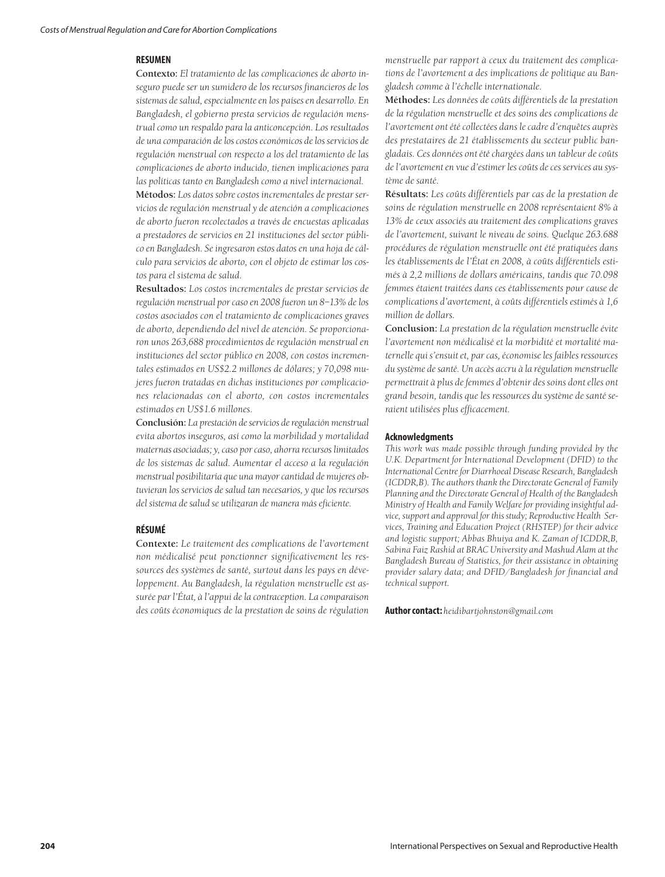## RESUMEN

**Contexto:** *El tratamiento de las complicaciones de aborto inseguro puede ser un sumidero de los recursos financieros de los sistemas de salud, especialmente en los países en desarrollo. En Bangladesh, el gobierno presta servicios de regulación menstrual como un respaldo para la anticoncepción. Los resultados de una comparación de los costos económicos de los servicios de regulación menstrual con respecto a los del tratamiento de las complicaciones de aborto inducido, tienen implicaciones para las políticas tanto en Bangladesh como a nivel internacional.*

**Métodos:** *Los datos sobre costos incrementales de prestar servicios de regulación menstrual y de atención a complicaciones de aborto fueron recolectados a través de encuestas aplicadas a prestadores de servicios en 21 instituciones del sector público en Bangladesh. Se ingresaron estos datos en una hoja de cálculo para servicios de aborto, con el objeto de estimar los costos para el sistema de salud.*

**Resultados:** *Los costos incrementales de prestar servicios de regulación menstrual por caso en 2008 fueron un 8–13% de los costos asociados con el tratamiento de complicaciones graves de aborto, dependiendo del nivel de atención. Se proporcionaron unos 263,688 procedimientos de regulación menstrual en instituciones del sector público en 2008, con costos incrementales estimados en US$2.2 millones de dólares; y 70,098 mujeres fueron tratadas en dichas instituciones por complicaciones relacionadas con el aborto, con costos incrementales estimados en US$1.6 millones.*

**Conclusión:** *La prestación de servicios de regulación menstrual evita abortos inseguros, así como la morbilidad y mortalidad maternas asociadas; y, caso por caso, ahorra recursos limitados de los sistemas de salud. Aumentar el acceso a la regulación menstrual posibilitaría que una mayor cantidad de mujeres obtuvieran los servicios de salud tan necesarios, y que los recursos del sistema de salud se utilizaran de manera más eficiente.*

## RÉSUMÉ

**Contexte:** *Le traitement des complications de l'avortement non médicalisé peut ponctionner significativement les ressources des systèmes de santé, surtout dans les pays en développement. Au Bangladesh, la régulation menstruelle est assurée par l'État, à l'appui de la contraception. La comparaison des coûts économiques de la prestation de soins de régulation menstruelle par rapport à ceux du traitement des complications de l'avortement a des implications de politique au Bangladesh comme à l'échelle internationale.*

**Méthodes:** *Les données de coûts différentiels de la prestation de la régulation menstruelle et des soins des complications de l'avortement ont été collectées dans le cadre d'enquêtes auprès des prestataires de 21 établissements du secteur public bangladais. Ces données ont été chargées dans un tableur de coûts de l'avortement en vue d'estimer les coûts de ces services au système de santé.*

**Résultats:** *Les coûts différentiels par cas de la prestation de soins de régulation menstruelle en 2008 représentaient 8% à 13% de ceux associés au traitement des complications graves de l'avortement, suivant le niveau de soins. Quelque 263.688 procédures de régulation menstruelle ont été pratiquées dans les établissements de l'État en 2008, à coûts différentiels estimés à 2,2 millions de dollars américains, tandis que 70.098 femmes étaient traitées dans ces établissements pour cause de complications d'avortement, à coûts différentiels estimés à 1,6 million de dollars.*

**Conclusion:** *La prestation de la régulation menstruelle évite l'avortement non médicalisé et la morbidité et mortalité maternelle qui s'ensuit et, par cas, économise les faibles ressources du système de santé. Un accès accru à la régulation menstruelle permettrait à plus de femmes d'obtenir des soins dont elles ont grand besoin, tandis que les ressources du système de santé seraient utilisées plus efficacement.*

### Acknowledgments

*This work was made possible through funding provided by the U.K. Department for International Development (DFID) to the International Centre for Diarrhoeal Disease Research, Bangladesh (ICDDR,B). The authors thank the Directorate General of Family Planning and the Directorate General of Health of the Bangladesh Ministry of Health and Family Welfare for providing insightful advice, support and approval for this study; Reproductive Health Services, Training and Education Project (RHSTEP) for their advice and logistic support; Abbas Bhuiya and K. Zaman of ICDDR,B, Sabina Faiz Rashid at BRAC University and Mashud Alam at the Bangladesh Bureau of Statistics, for their assistance in obtaining provider salary data; and DFID/Bangladesh for financial and technical support.*

**Author contact:** *heidibartjohnston@gmail.com*